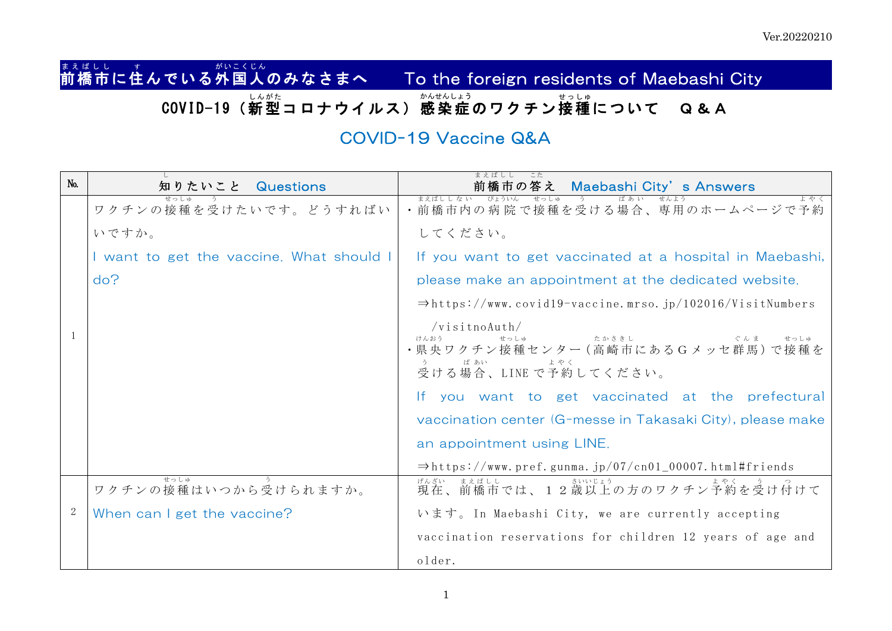Ver.20220210

# 前橋市に住んでいる外国人のみなさまへ　To the foreign residents of Maebashi City

## COVID-19（新型コロナウイルス）感染症のワクチン接種について　Ｑ＆Ａ

## COVID-19 Vaccine Q&A

| No. | 知りたいこと　Questions | 前橋市の答え　Maebashi City's Answers |
|---|---|---|
| 1 | ワクチンの接種を受けたいです。どうすればいいですか。<br>I want to get the vaccine. What should I do? | ・前橋市内の病院で接種を受ける場合、専用のホームページで予約してください。<br>If you want to get vaccinated at a hospital in Maebashi, please make an appointment at the dedicated website.<br>⇒https://www.covid19-vaccine.mrso.jp/102016/VisitNumbers/visitnoAuth/<br>・県央ワクチン接種センター（高崎市にあるＧメッセ群馬）で接種を受ける場合、LINE で予約してください。<br>If you want to get vaccinated at the prefectural vaccination center (G-messe in Takasaki City), please make an appointment using LINE.<br>⇒https://www.pref.gunma.jp/07/cn01_00007.html#friends |
| 2 | ワクチンの接種はいつから受けられますか。<br>When can I get the vaccine? | 現在、前橋市では、１２歳以上の方のワクチン予約を受け付けています。In Maebashi City, we are currently accepting vaccination reservations for children 12 years of age and older. |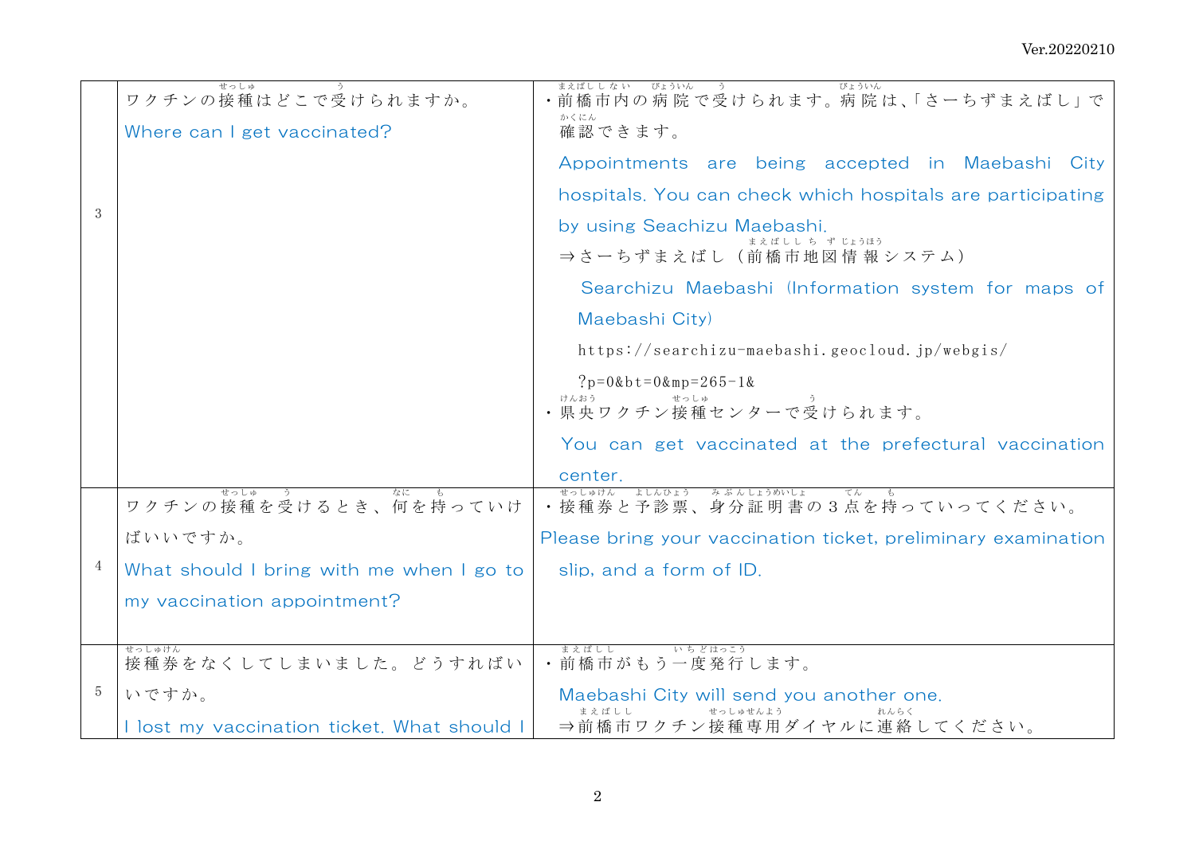| | | |
|---|---|---|
| 3 | ワクチンの接種はどこで受けられますか。<br>Where can I get vaccinated? | ・前橋市内の病院で受けられます。病院は、「さーちずまえばし」で確認できます。<br>Appointments are being accepted in Maebashi City hospitals. You can check which hospitals are participating by using Seachizu Maebashi.<br>⇒さーちずまえばし（前橋市地図情報システム）<br>Searchizu Maebashi (Information system for maps of Maebashi City)<br>https://searchizu-maebashi.geocloud.jp/webgis/?p=0&bt=0&mp=265-1&<br>・県央ワクチン接種センターで受けられます。<br>You can get vaccinated at the prefectural vaccination center. |
| 4 | ワクチンの接種を受けるとき、何を持っていけばいいですか。<br>What should I bring with me when I go to my vaccination appointment? | ・接種券と予診票、身分証明書の３点を持っていってください。<br>Please bring your vaccination ticket, preliminary examination slip, and a form of ID. |
| 5 | 接種券をなくしてしまいました。どうすればいいですか。<br>I lost my vaccination ticket. What should I | ・前橋市がもう一度発行します。<br>Maebashi City will send you another one.<br>⇒前橋市ワクチン接種専用ダイヤルに連絡してください。 |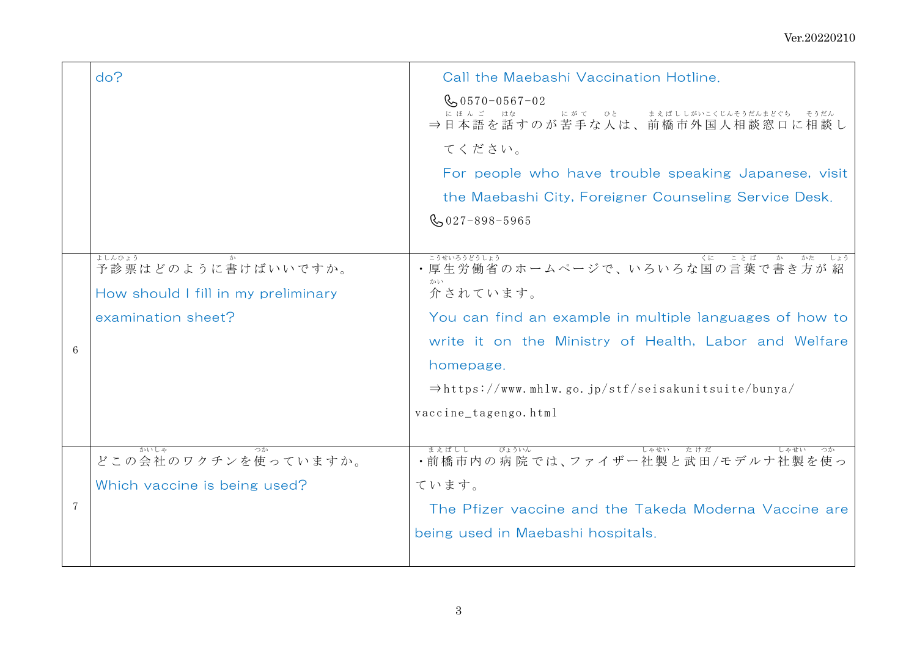| | | |
|---|---|---|
| | do? | Call the Maebashi Vaccination Hotline.<br>📞0570-0567-02<br>⇒日本語を話すのが苦手な人は、前橋市外国人相談窓口に相談してください。<br>For people who have trouble speaking Japanese, visit the Maebashi City, Foreigner Counseling Service Desk.<br>📞027-898-5965 |
| 6 | 予診票はどのように書けばいいですか。<br>How should I fill in my preliminary examination sheet? | ・厚生労働省のホームページで、いろいろな国の言葉で書き方が紹介されています。<br>You can find an example in multiple languages of how to write it on the Ministry of Health, Labor and Welfare homepage.<br>⇒https://www.mhlw.go.jp/stf/seisakunitsuite/bunya/vaccine_tagengo.html |
| 7 | どこの会社のワクチンを使っていますか。<br>Which vaccine is being used? | ・前橋市内の病院では、ファイザー社製と武田/モデルナ社製を使っています。<br>The Pfizer vaccine and the Takeda Moderna Vaccine are being used in Maebashi hospitals. |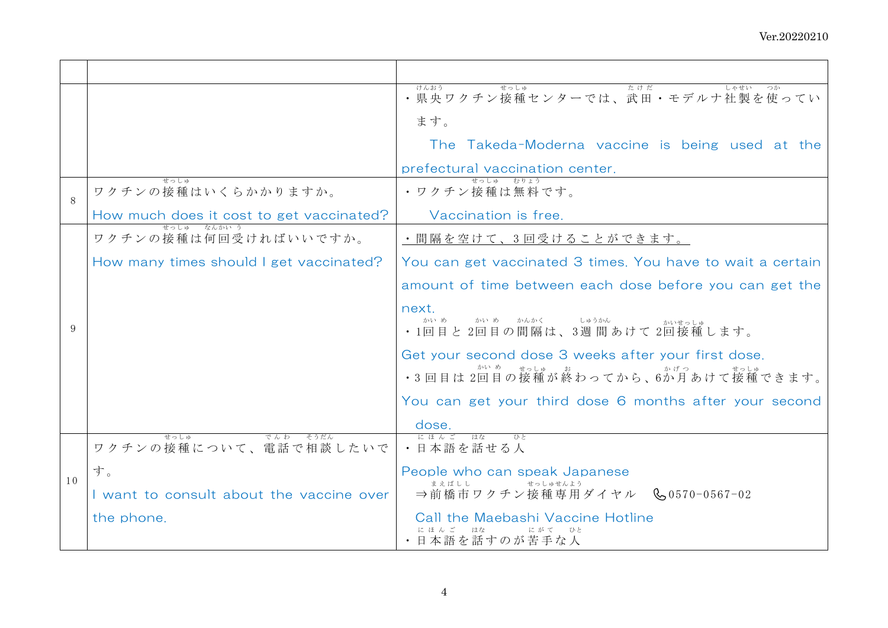| | | |
|---|---|---|
| | | ・県央ワクチン接種センターでは、武田・モデルナ社製を使っています。<br>The Takeda-Moderna vaccine is being used at the prefectural vaccination center. |
| 8 | ワクチンの接種はいくらかかりますか。<br>How much does it cost to get vaccinated? | ・ワクチン接種は無料です。<br>Vaccination is free. |
| 9 | ワクチンの接種は何回受ければいいですか。<br>How many times should I get vaccinated? | ・間隔を空けて、3回受けることができます。<br>You can get vaccinated 3 times. You have to wait a certain amount of time between each dose before you can get the next.<br>・1回目と2回目の間隔は、3週間あけて2回接種します。<br>Get your second dose 3 weeks after your first dose.<br>・3回目は2回目の接種が終わってから、6か月あけて接種できます。<br>You can get your third dose 6 months after your second dose. |
| 10 | ワクチンの接種について、電話で相談したいです。<br>I want to consult about the vaccine over the phone. | ・日本語を話せる人<br>People who can speak Japanese<br>⇒前橋市ワクチン接種専用ダイヤル 0570-0567-02<br>Call the Maebashi Vaccine Hotline<br>・日本語を話すのが苦手な人 |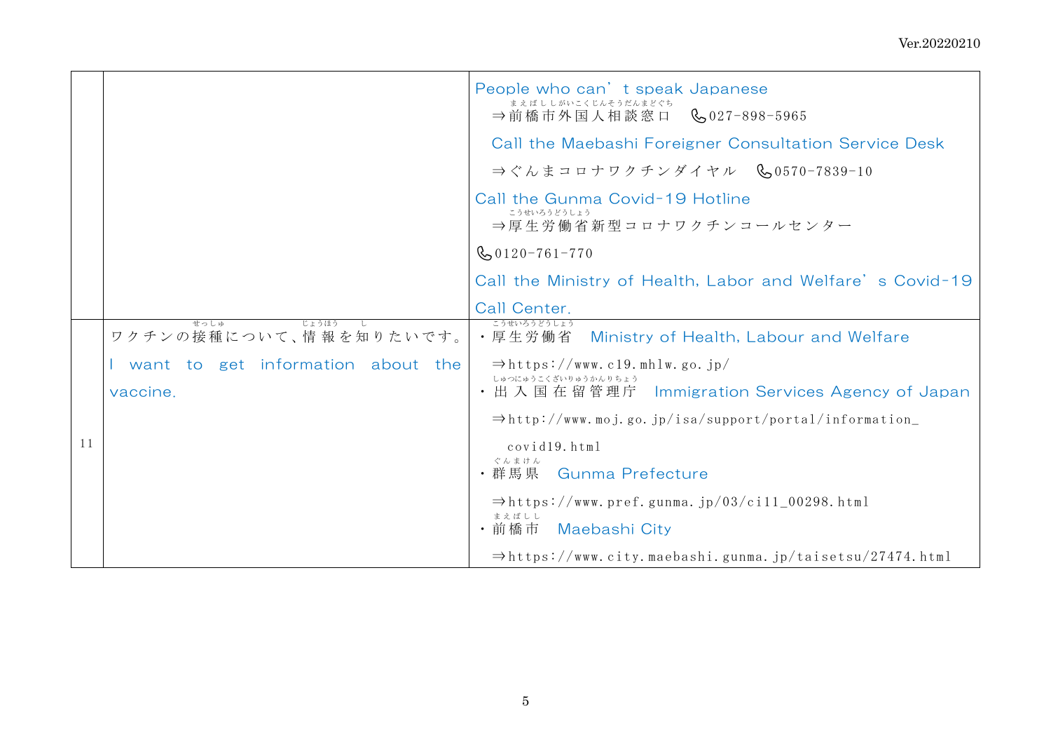| | | |
|---|---|---|
| | | People who can't speak Japanese<br>⇒前橋市外国人相談窓口　📞027-898-5965<br>Call the Maebashi Foreigner Consultation Service Desk<br>⇒ぐんまコロナワクチンダイヤル　📞0570-7839-10<br>Call the Gunma Covid-19 Hotline<br>⇒厚生労働省新型コロナワクチンコールセンター<br>📞0120-761-770<br>Call the Ministry of Health, Labor and Welfare's Covid-19 Call Center. |
| 11 | ワクチンの接種について、情報を知りたいです。<br>I want to get information about the vaccine. | ・厚生労働省　Ministry of Health, Labour and Welfare<br>⇒https://www.c19.mhlw.go.jp/<br>・出入国在留管理庁　Immigration Services Agency of Japan<br>⇒http://www.moj.go.jp/isa/support/portal/information_covid19.html<br>・群馬県　Gunma Prefecture<br>⇒https://www.pref.gunma.jp/03/ci11_00298.html<br>・前橋市　Maebashi City<br>⇒https://www.city.maebashi.gunma.jp/taisetsu/27474.html |